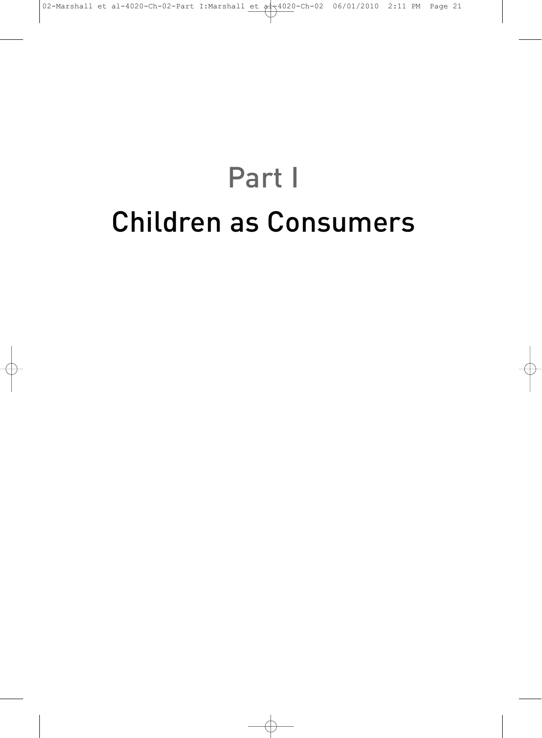# Part I

# Children as Consumers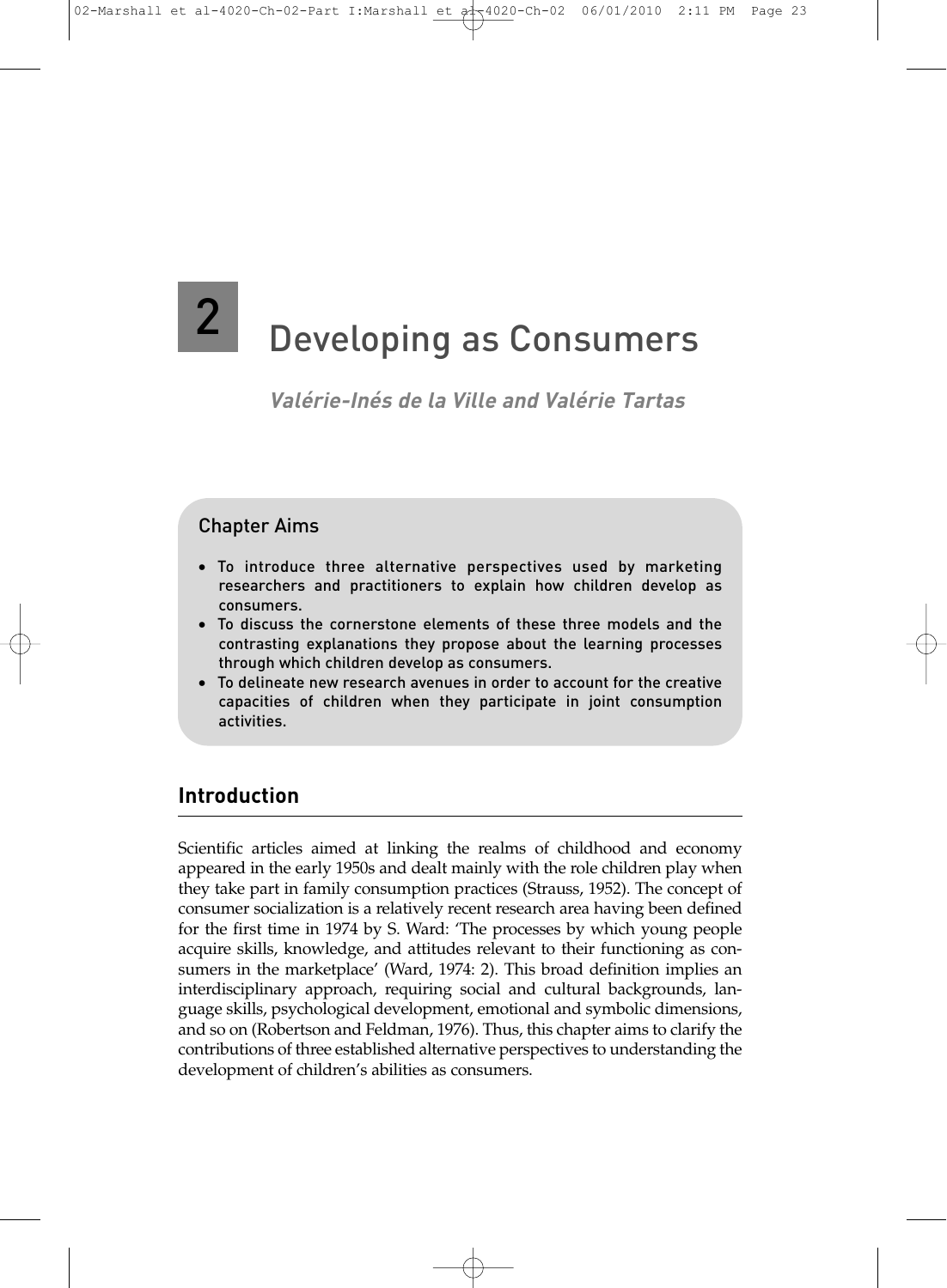# 2 Developing as Consumers

***Valérie-Inés de la Ville and Valérie Tartas***

## Chapter Aims

- To introduce three alternative perspectives used by marketing researchers and practitioners to explain how children develop as consumers.
- To discuss the cornerstone elements of these three models and the contrasting explanations they propose about the learning processes through which children develop as consumers.
- To delineate new research avenues in order to account for the creative capacities of children when they participate in joint consumption activities.

## Introduction

Scientific articles aimed at linking the realms of childhood and economy appeared in the early 1950s and dealt mainly with the role children play when they take part in family consumption practices (Strauss, 1952). The concept of consumer socialization is a relatively recent research area having been defined for the first time in 1974 by S. Ward: 'The processes by which young people acquire skills, knowledge, and attitudes relevant to their functioning as consumers in the marketplace' (Ward, 1974: 2). This broad definition implies an interdisciplinary approach, requiring social and cultural backgrounds, language skills, psychological development, emotional and symbolic dimensions, and so on (Robertson and Feldman, 1976). Thus, this chapter aims to clarify the contributions of three established alternative perspectives to understanding the development of children's abilities as consumers.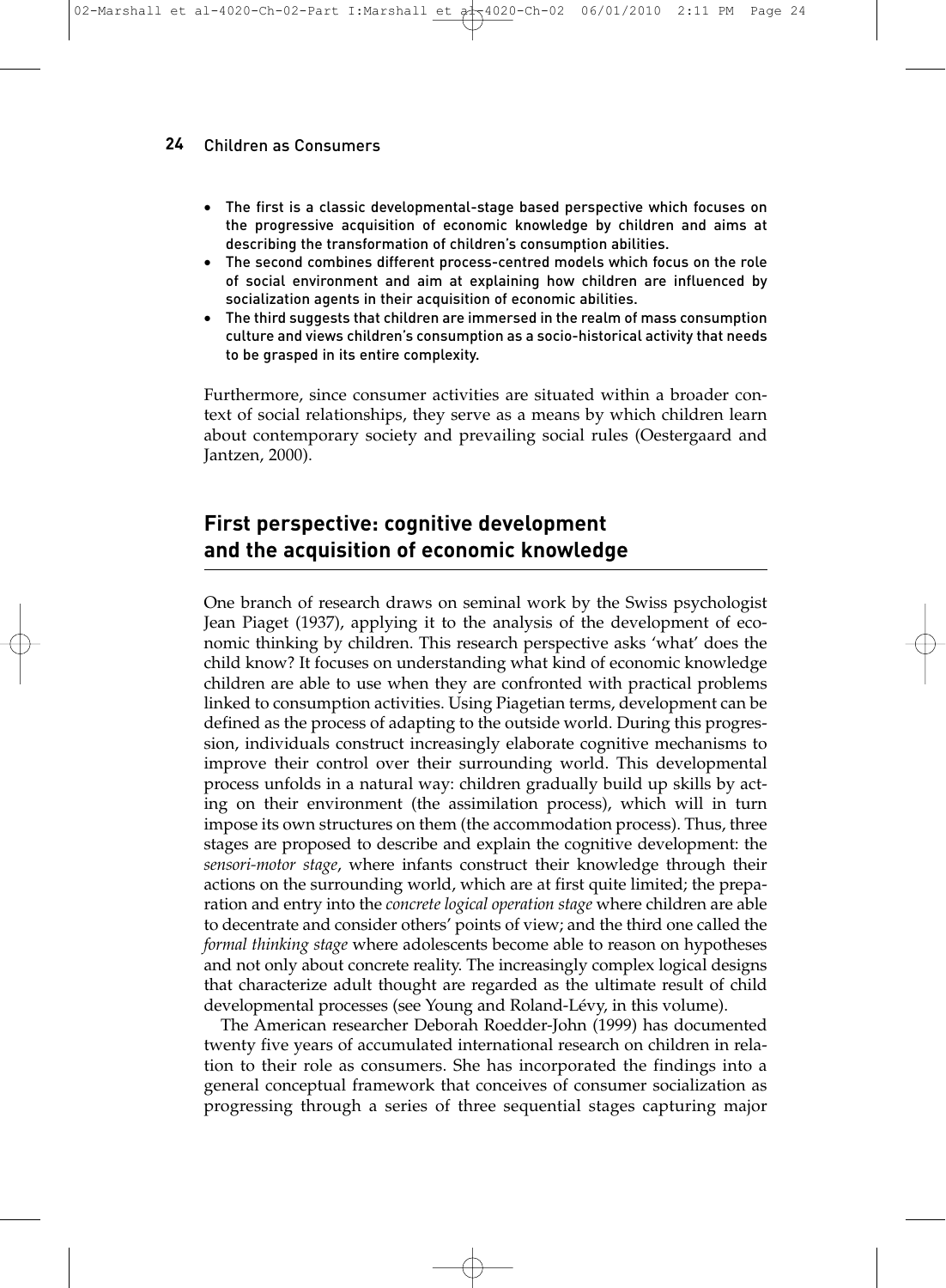- The first is a classic developmental-stage based perspective which focuses on the progressive acquisition of economic knowledge by children and aims at describing the transformation of children's consumption abilities.
- The second combines different process-centred models which focus on the role of social environment and aim at explaining how children are influenced by socialization agents in their acquisition of economic abilities.
- The third suggests that children are immersed in the realm of mass consumption culture and views children's consumption as a socio-historical activity that needs to be grasped in its entire complexity.

Furthermore, since consumer activities are situated within a broader context of social relationships, they serve as a means by which children learn about contemporary society and prevailing social rules (Oestergaard and Jantzen, 2000).

## First perspective: cognitive development and the acquisition of economic knowledge

One branch of research draws on seminal work by the Swiss psychologist Jean Piaget (1937), applying it to the analysis of the development of economic thinking by children. This research perspective asks 'what' does the child know? It focuses on understanding what kind of economic knowledge children are able to use when they are confronted with practical problems linked to consumption activities. Using Piagetian terms, development can be defined as the process of adapting to the outside world. During this progression, individuals construct increasingly elaborate cognitive mechanisms to improve their control over their surrounding world. This developmental process unfolds in a natural way: children gradually build up skills by acting on their environment (the assimilation process), which will in turn impose its own structures on them (the accommodation process). Thus, three stages are proposed to describe and explain the cognitive development: the *sensori-motor stage*, where infants construct their knowledge through their actions on the surrounding world, which are at first quite limited; the preparation and entry into the *concrete logical operation stage* where children are able to decentrate and consider others' points of view; and the third one called the *formal thinking stage* where adolescents become able to reason on hypotheses and not only about concrete reality. The increasingly complex logical designs that characterize adult thought are regarded as the ultimate result of child developmental processes (see Young and Roland-Lévy, in this volume).

The American researcher Deborah Roedder-John (1999) has documented twenty five years of accumulated international research on children in relation to their role as consumers. She has incorporated the findings into a general conceptual framework that conceives of consumer socialization as progressing through a series of three sequential stages capturing major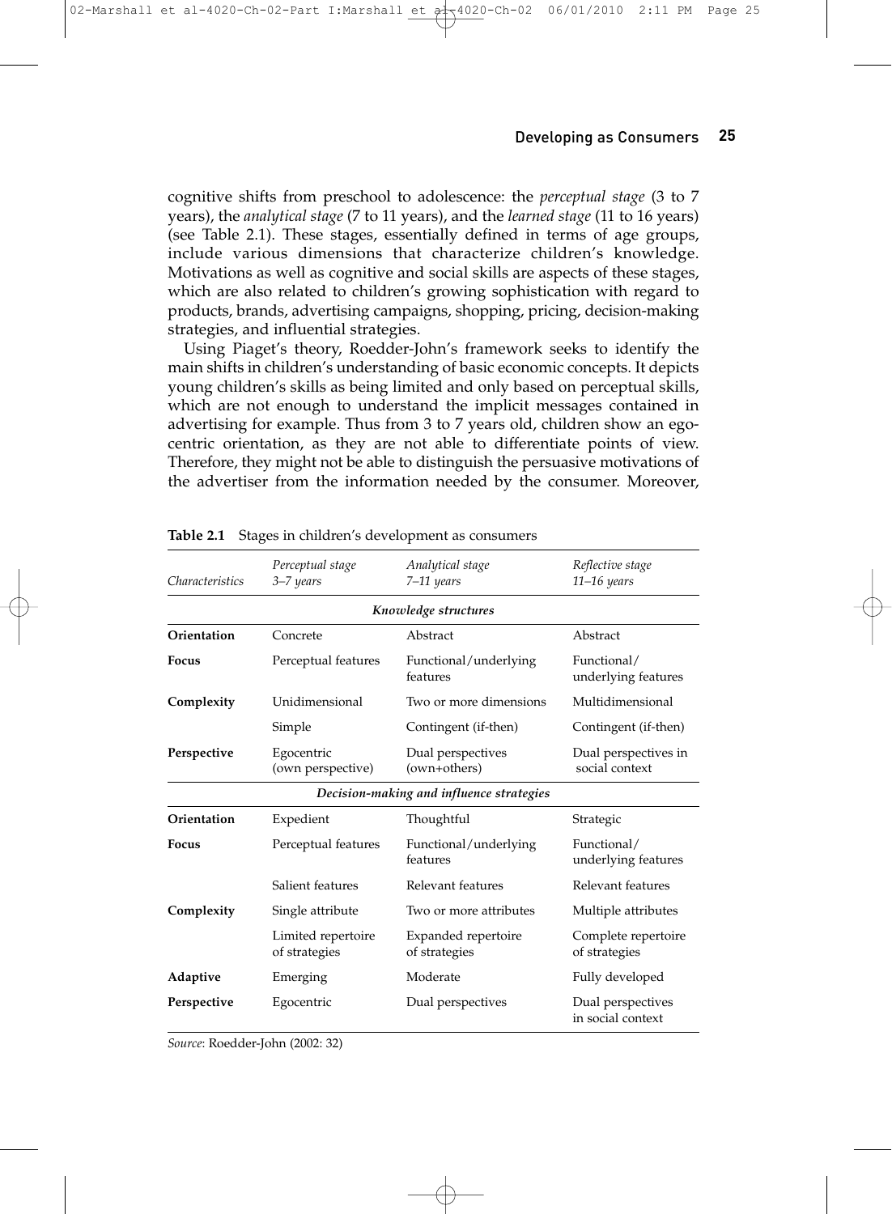cognitive shifts from preschool to adolescence: the *perceptual stage* (3 to 7 years), the *analytical stage* (7 to 11 years), and the *learned stage* (11 to 16 years) (see Table 2.1). These stages, essentially defined in terms of age groups, include various dimensions that characterize children's knowledge. Motivations as well as cognitive and social skills are aspects of these stages, which are also related to children's growing sophistication with regard to products, brands, advertising campaigns, shopping, pricing, decision-making strategies, and influential strategies.

Using Piaget's theory, Roedder-John's framework seeks to identify the main shifts in children's understanding of basic economic concepts. It depicts young children's skills as being limited and only based on perceptual skills, which are not enough to understand the implicit messages contained in advertising for example. Thus from 3 to 7 years old, children show an egocentric orientation, as they are not able to differentiate points of view. Therefore, they might not be able to distinguish the persuasive motivations of the advertiser from the information needed by the consumer. Moreover,

**Table 2.1** Stages in children's development as consumers

| *Characteristics* | *Perceptual stage 3–7 years* | *Analytical stage 7–11 years* | *Reflective stage 11–16 years* |
|---|---|---|---|
| | | ***Knowledge structures*** | |
| **Orientation** | Concrete | Abstract | Abstract |
| **Focus** | Perceptual features | Functional/underlying features | Functional/ underlying features |
| **Complexity** | Unidimensional | Two or more dimensions | Multidimensional |
| | Simple | Contingent (if-then) | Contingent (if-then) |
| **Perspective** | Egocentric (own perspective) | Dual perspectives (own+others) | Dual perspectives in social context |
| | | ***Decision-making and influence strategies*** | |
| **Orientation** | Expedient | Thoughtful | Strategic |
| **Focus** | Perceptual features | Functional/underlying features | Functional/ underlying features |
| | Salient features | Relevant features | Relevant features |
| **Complexity** | Single attribute | Two or more attributes | Multiple attributes |
| | Limited repertoire of strategies | Expanded repertoire of strategies | Complete repertoire of strategies |
| **Adaptive** | Emerging | Moderate | Fully developed |
| **Perspective** | Egocentric | Dual perspectives | Dual perspectives in social context |

*Source*: Roedder-John (2002: 32)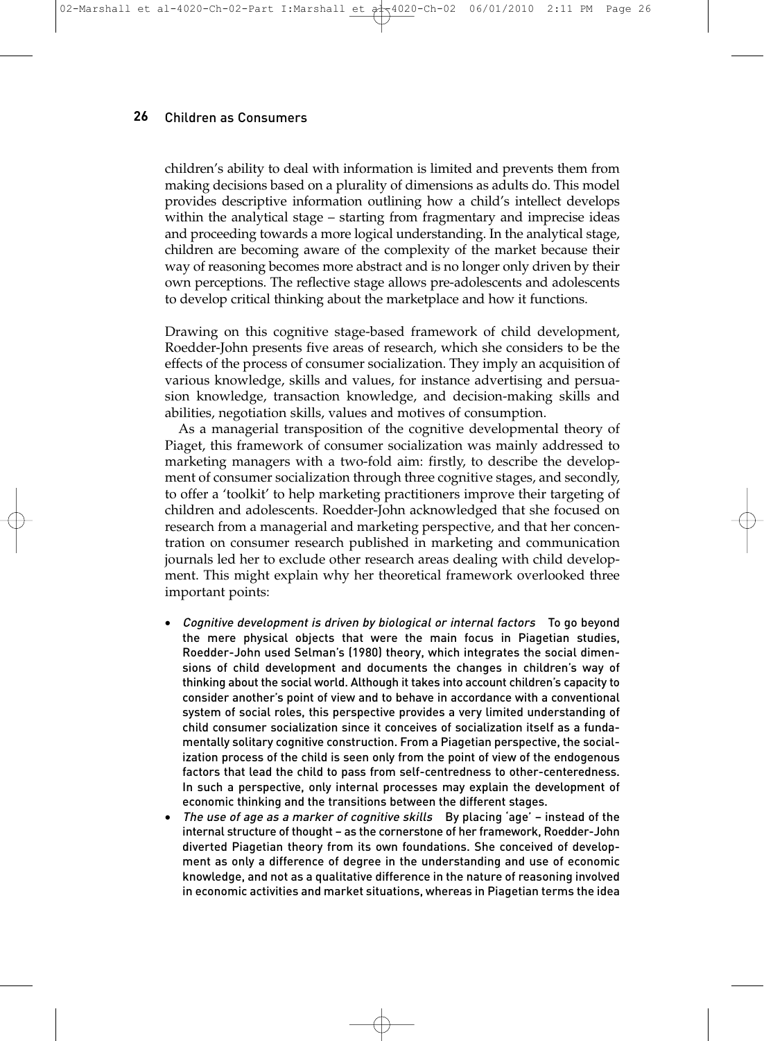children's ability to deal with information is limited and prevents them from making decisions based on a plurality of dimensions as adults do. This model provides descriptive information outlining how a child's intellect develops within the analytical stage – starting from fragmentary and imprecise ideas and proceeding towards a more logical understanding. In the analytical stage, children are becoming aware of the complexity of the market because their way of reasoning becomes more abstract and is no longer only driven by their own perceptions. The reflective stage allows pre-adolescents and adolescents to develop critical thinking about the marketplace and how it functions.

Drawing on this cognitive stage-based framework of child development, Roedder-John presents five areas of research, which she considers to be the effects of the process of consumer socialization. They imply an acquisition of various knowledge, skills and values, for instance advertising and persuasion knowledge, transaction knowledge, and decision-making skills and abilities, negotiation skills, values and motives of consumption.

As a managerial transposition of the cognitive developmental theory of Piaget, this framework of consumer socialization was mainly addressed to marketing managers with a two-fold aim: firstly, to describe the development of consumer socialization through three cognitive stages, and secondly, to offer a 'toolkit' to help marketing practitioners improve their targeting of children and adolescents. Roedder-John acknowledged that she focused on research from a managerial and marketing perspective, and that her concentration on consumer research published in marketing and communication journals led her to exclude other research areas dealing with child development. This might explain why her theoretical framework overlooked three important points:

- *Cognitive development is driven by biological or internal factors* To go beyond the mere physical objects that were the main focus in Piagetian studies, Roedder-John used Selman's (1980) theory, which integrates the social dimensions of child development and documents the changes in children's way of thinking about the social world. Although it takes into account children's capacity to consider another's point of view and to behave in accordance with a conventional system of social roles, this perspective provides a very limited understanding of child consumer socialization since it conceives of socialization itself as a fundamentally solitary cognitive construction. From a Piagetian perspective, the socialization process of the child is seen only from the point of view of the endogenous factors that lead the child to pass from self-centredness to other-centeredness. In such a perspective, only internal processes may explain the development of economic thinking and the transitions between the different stages.
- *The use of age as a marker of cognitive skills* By placing 'age' – instead of the internal structure of thought – as the cornerstone of her framework, Roedder-John diverted Piagetian theory from its own foundations. She conceived of development as only a difference of degree in the understanding and use of economic knowledge, and not as a qualitative difference in the nature of reasoning involved in economic activities and market situations, whereas in Piagetian terms the idea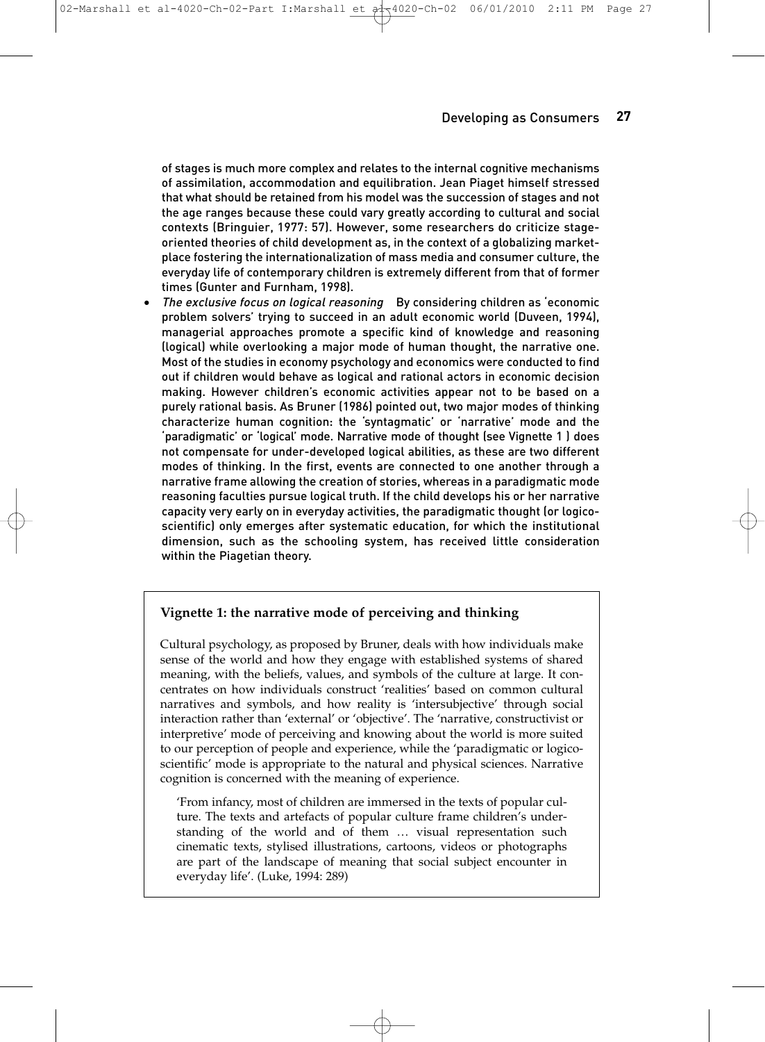of stages is much more complex and relates to the internal cognitive mechanisms of assimilation, accommodation and equilibration. Jean Piaget himself stressed that what should be retained from his model was the succession of stages and not the age ranges because these could vary greatly according to cultural and social contexts (Bringuier, 1977: 57). However, some researchers do criticize stage-oriented theories of child development as, in the context of a globalizing marketplace fostering the internationalization of mass media and consumer culture, the everyday life of contemporary children is extremely different from that of former times (Gunter and Furnham, 1998).

- *The exclusive focus on logical reasoning* By considering children as 'economic problem solvers' trying to succeed in an adult economic world (Duveen, 1994), managerial approaches promote a specific kind of knowledge and reasoning (logical) while overlooking a major mode of human thought, the narrative one. Most of the studies in economy psychology and economics were conducted to find out if children would behave as logical and rational actors in economic decision making. However children's economic activities appear not to be based on a purely rational basis. As Bruner (1986) pointed out, two major modes of thinking characterize human cognition: the 'syntagmatic' or 'narrative' mode and the 'paradigmatic' or 'logical' mode. Narrative mode of thought (see Vignette 1 ) does not compensate for under-developed logical abilities, as these are two different modes of thinking. In the first, events are connected to one another through a narrative frame allowing the creation of stories, whereas in a paradigmatic mode reasoning faculties pursue logical truth. If the child develops his or her narrative capacity very early on in everyday activities, the paradigmatic thought (or logico-scientific) only emerges after systematic education, for which the institutional dimension, such as the schooling system, has received little consideration within the Piagetian theory.

**Vignette 1: the narrative mode of perceiving and thinking**

Cultural psychology, as proposed by Bruner, deals with how individuals make sense of the world and how they engage with established systems of shared meaning, with the beliefs, values, and symbols of the culture at large. It concentrates on how individuals construct 'realities' based on common cultural narratives and symbols, and how reality is 'intersubjective' through social interaction rather than 'external' or 'objective'. The 'narrative, constructivist or interpretive' mode of perceiving and knowing about the world is more suited to our perception of people and experience, while the 'paradigmatic or logico-scientific' mode is appropriate to the natural and physical sciences. Narrative cognition is concerned with the meaning of experience.

> 'From infancy, most of children are immersed in the texts of popular culture. The texts and artefacts of popular culture frame children's understanding of the world and of them … visual representation such cinematic texts, stylised illustrations, cartoons, videos or photographs are part of the landscape of meaning that social subject encounter in everyday life'. (Luke, 1994: 289)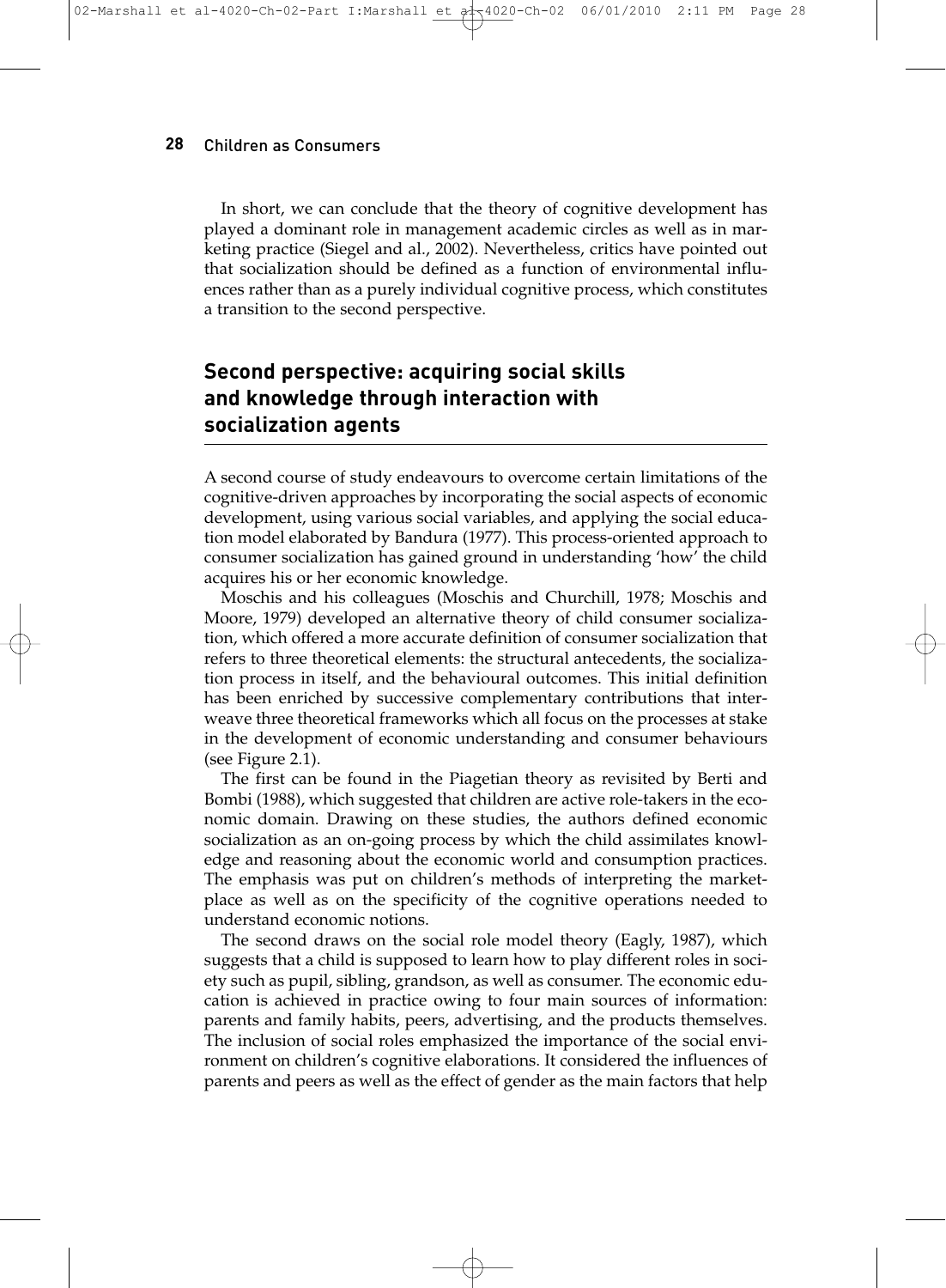In short, we can conclude that the theory of cognitive development has played a dominant role in management academic circles as well as in marketing practice (Siegel and al., 2002). Nevertheless, critics have pointed out that socialization should be defined as a function of environmental influences rather than as a purely individual cognitive process, which constitutes a transition to the second perspective.

## Second perspective: acquiring social skills and knowledge through interaction with socialization agents

A second course of study endeavours to overcome certain limitations of the cognitive-driven approaches by incorporating the social aspects of economic development, using various social variables, and applying the social education model elaborated by Bandura (1977). This process-oriented approach to consumer socialization has gained ground in understanding 'how' the child acquires his or her economic knowledge.

Moschis and his colleagues (Moschis and Churchill, 1978; Moschis and Moore, 1979) developed an alternative theory of child consumer socialization, which offered a more accurate definition of consumer socialization that refers to three theoretical elements: the structural antecedents, the socialization process in itself, and the behavioural outcomes. This initial definition has been enriched by successive complementary contributions that interweave three theoretical frameworks which all focus on the processes at stake in the development of economic understanding and consumer behaviours (see Figure 2.1).

The first can be found in the Piagetian theory as revisited by Berti and Bombi (1988), which suggested that children are active role-takers in the economic domain. Drawing on these studies, the authors defined economic socialization as an on-going process by which the child assimilates knowledge and reasoning about the economic world and consumption practices. The emphasis was put on children's methods of interpreting the marketplace as well as on the specificity of the cognitive operations needed to understand economic notions.

The second draws on the social role model theory (Eagly, 1987), which suggests that a child is supposed to learn how to play different roles in society such as pupil, sibling, grandson, as well as consumer. The economic education is achieved in practice owing to four main sources of information: parents and family habits, peers, advertising, and the products themselves. The inclusion of social roles emphasized the importance of the social environment on children's cognitive elaborations. It considered the influences of parents and peers as well as the effect of gender as the main factors that help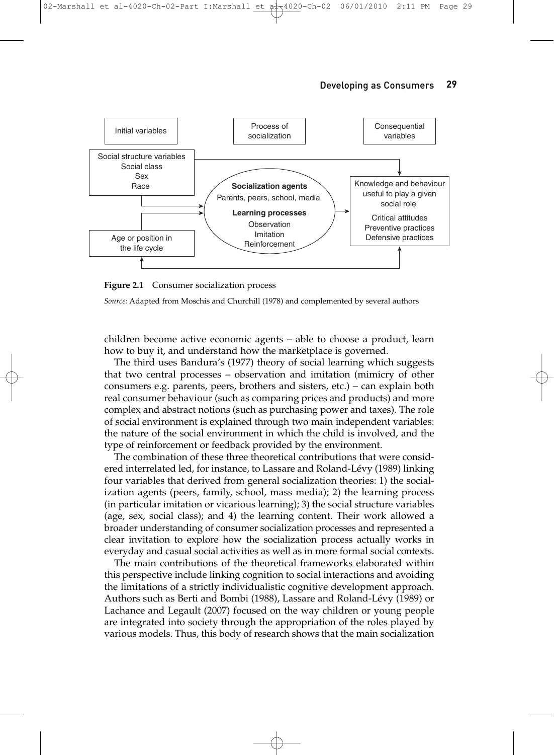**Figure 2.1** Consumer socialization process

*Source:* Adapted from Moschis and Churchill (1978) and complemented by several authors

children become active economic agents – able to choose a product, learn how to buy it, and understand how the marketplace is governed.

The third uses Bandura's (1977) theory of social learning which suggests that two central processes – observation and imitation (mimicry of other consumers e.g. parents, peers, brothers and sisters, etc.) – can explain both real consumer behaviour (such as comparing prices and products) and more complex and abstract notions (such as purchasing power and taxes). The role of social environment is explained through two main independent variables: the nature of the social environment in which the child is involved, and the type of reinforcement or feedback provided by the environment.

The combination of these three theoretical contributions that were considered interrelated led, for instance, to Lassare and Roland-Lévy (1989) linking four variables that derived from general socialization theories: 1) the socialization agents (peers, family, school, mass media); 2) the learning process (in particular imitation or vicarious learning); 3) the social structure variables (age, sex, social class); and 4) the learning content. Their work allowed a broader understanding of consumer socialization processes and represented a clear invitation to explore how the socialization process actually works in everyday and casual social activities as well as in more formal social contexts.

The main contributions of the theoretical frameworks elaborated within this perspective include linking cognition to social interactions and avoiding the limitations of a strictly individualistic cognitive development approach. Authors such as Berti and Bombi (1988), Lassare and Roland-Lévy (1989) or Lachance and Legault (2007) focused on the way children or young people are integrated into society through the appropriation of the roles played by various models. Thus, this body of research shows that the main socialization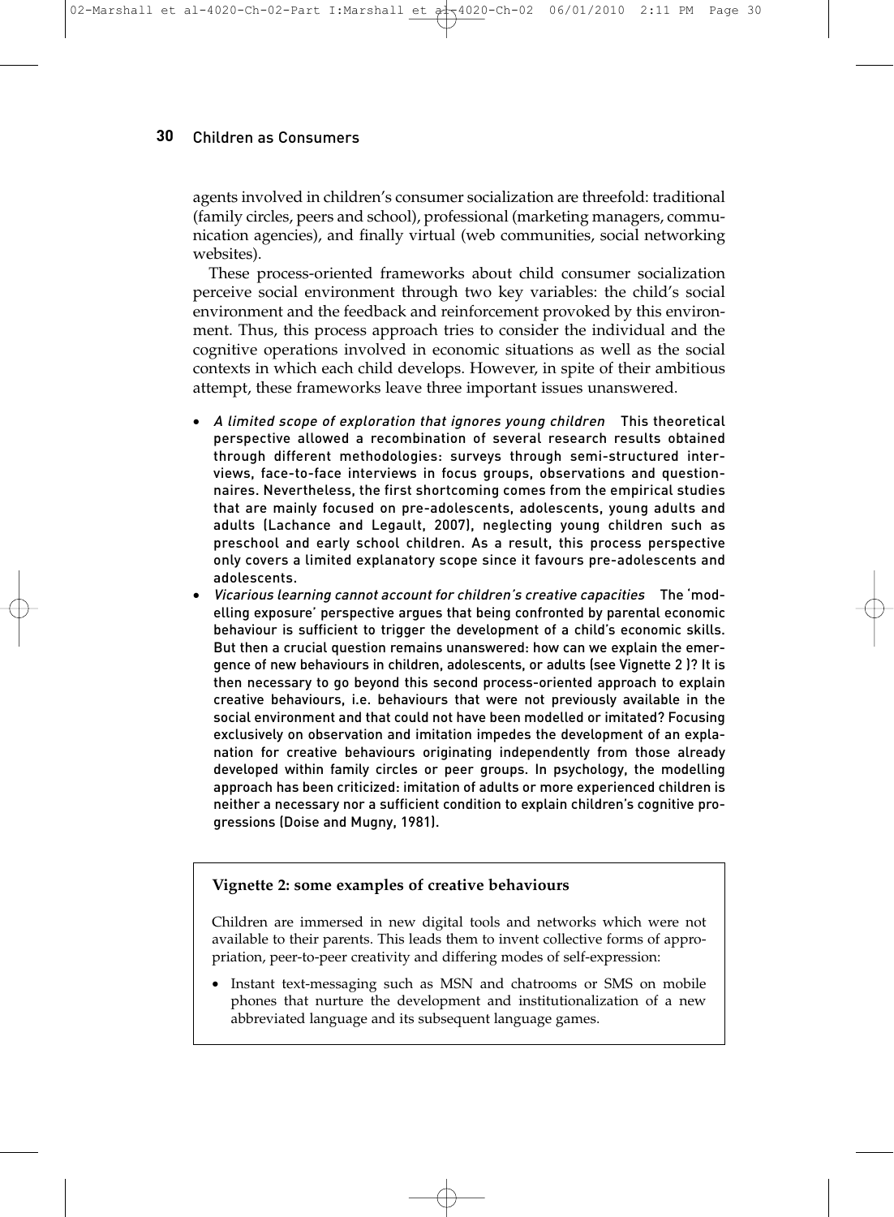agents involved in children's consumer socialization are threefold: traditional (family circles, peers and school), professional (marketing managers, communication agencies), and finally virtual (web communities, social networking websites).

These process-oriented frameworks about child consumer socialization perceive social environment through two key variables: the child's social environment and the feedback and reinforcement provoked by this environment. Thus, this process approach tries to consider the individual and the cognitive operations involved in economic situations as well as the social contexts in which each child develops. However, in spite of their ambitious attempt, these frameworks leave three important issues unanswered.

- *A limited scope of exploration that ignores young children* This theoretical perspective allowed a recombination of several research results obtained through different methodologies: surveys through semi-structured interviews, face-to-face interviews in focus groups, observations and questionnaires. Nevertheless, the first shortcoming comes from the empirical studies that are mainly focused on pre-adolescents, adolescents, young adults and adults (Lachance and Legault, 2007), neglecting young children such as preschool and early school children. As a result, this process perspective only covers a limited explanatory scope since it favours pre-adolescents and adolescents.
- *Vicarious learning cannot account for children's creative capacities* The 'modelling exposure' perspective argues that being confronted by parental economic behaviour is sufficient to trigger the development of a child's economic skills. But then a crucial question remains unanswered: how can we explain the emergence of new behaviours in children, adolescents, or adults (see Vignette 2 )? It is then necessary to go beyond this second process-oriented approach to explain creative behaviours, i.e. behaviours that were not previously available in the social environment and that could not have been modelled or imitated? Focusing exclusively on observation and imitation impedes the development of an explanation for creative behaviours originating independently from those already developed within family circles or peer groups. In psychology, the modelling approach has been criticized: imitation of adults or more experienced children is neither a necessary nor a sufficient condition to explain children's cognitive progressions (Doise and Mugny, 1981).

**Vignette 2: some examples of creative behaviours**

Children are immersed in new digital tools and networks which were not available to their parents. This leads them to invent collective forms of appropriation, peer-to-peer creativity and differing modes of self-expression:

- Instant text-messaging such as MSN and chatrooms or SMS on mobile phones that nurture the development and institutionalization of a new abbreviated language and its subsequent language games.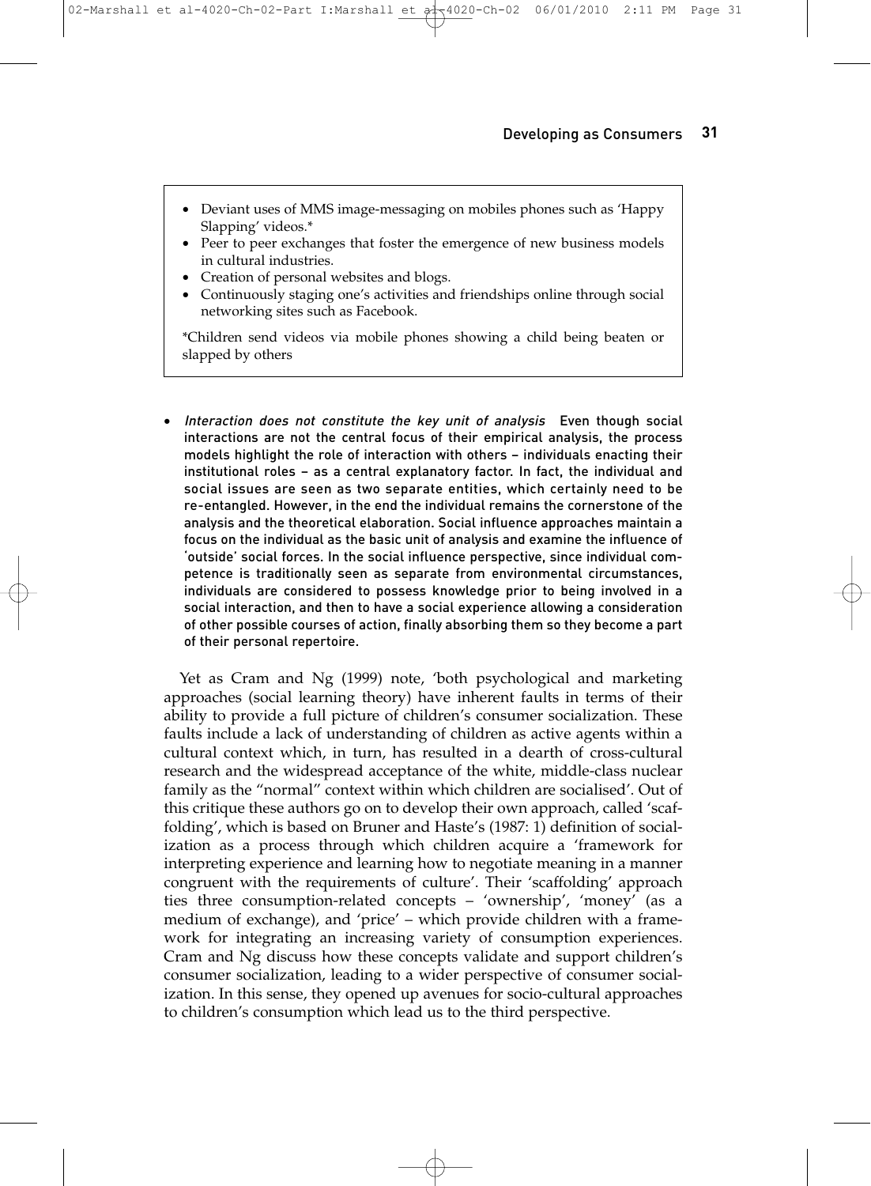- Deviant uses of MMS image-messaging on mobiles phones such as 'Happy Slapping' videos.*
- Peer to peer exchanges that foster the emergence of new business models in cultural industries.
- Creation of personal websites and blogs.
- Continuously staging one's activities and friendships online through social networking sites such as Facebook.

*Children send videos via mobile phones showing a child being beaten or slapped by others

- *Interaction does not constitute the key unit of analysis* Even though social interactions are not the central focus of their empirical analysis, the process models highlight the role of interaction with others – individuals enacting their institutional roles – as a central explanatory factor. In fact, the individual and social issues are seen as two separate entities, which certainly need to be re-entangled. However, in the end the individual remains the cornerstone of the analysis and the theoretical elaboration. Social influence approaches maintain a focus on the individual as the basic unit of analysis and examine the influence of 'outside' social forces. In the social influence perspective, since individual competence is traditionally seen as separate from environmental circumstances, individuals are considered to possess knowledge prior to being involved in a social interaction, and then to have a social experience allowing a consideration of other possible courses of action, finally absorbing them so they become a part of their personal repertoire.

Yet as Cram and Ng (1999) note, 'both psychological and marketing approaches (social learning theory) have inherent faults in terms of their ability to provide a full picture of children's consumer socialization. These faults include a lack of understanding of children as active agents within a cultural context which, in turn, has resulted in a dearth of cross-cultural research and the widespread acceptance of the white, middle-class nuclear family as the "normal" context within which children are socialised'. Out of this critique these authors go on to develop their own approach, called 'scaffolding', which is based on Bruner and Haste's (1987: 1) definition of socialization as a process through which children acquire a 'framework for interpreting experience and learning how to negotiate meaning in a manner congruent with the requirements of culture'. Their 'scaffolding' approach ties three consumption-related concepts – 'ownership', 'money' (as a medium of exchange), and 'price' – which provide children with a framework for integrating an increasing variety of consumption experiences. Cram and Ng discuss how these concepts validate and support children's consumer socialization, leading to a wider perspective of consumer socialization. In this sense, they opened up avenues for socio-cultural approaches to children's consumption which lead us to the third perspective.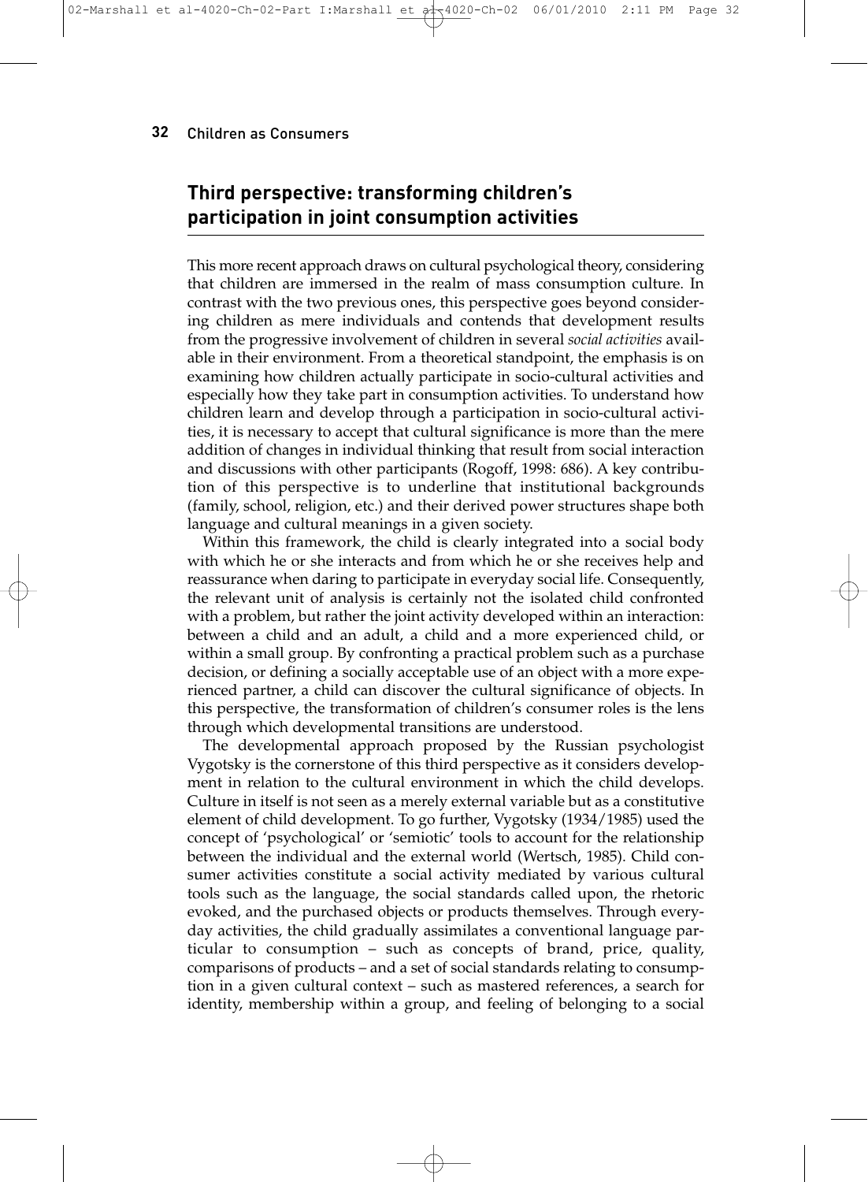## Third perspective: transforming children's participation in joint consumption activities

This more recent approach draws on cultural psychological theory, considering that children are immersed in the realm of mass consumption culture. In contrast with the two previous ones, this perspective goes beyond considering children as mere individuals and contends that development results from the progressive involvement of children in several *social activities* available in their environment. From a theoretical standpoint, the emphasis is on examining how children actually participate in socio-cultural activities and especially how they take part in consumption activities. To understand how children learn and develop through a participation in socio-cultural activities, it is necessary to accept that cultural significance is more than the mere addition of changes in individual thinking that result from social interaction and discussions with other participants (Rogoff, 1998: 686). A key contribution of this perspective is to underline that institutional backgrounds (family, school, religion, etc.) and their derived power structures shape both language and cultural meanings in a given society.

Within this framework, the child is clearly integrated into a social body with which he or she interacts and from which he or she receives help and reassurance when daring to participate in everyday social life. Consequently, the relevant unit of analysis is certainly not the isolated child confronted with a problem, but rather the joint activity developed within an interaction: between a child and an adult, a child and a more experienced child, or within a small group. By confronting a practical problem such as a purchase decision, or defining a socially acceptable use of an object with a more experienced partner, a child can discover the cultural significance of objects. In this perspective, the transformation of children's consumer roles is the lens through which developmental transitions are understood.

The developmental approach proposed by the Russian psychologist Vygotsky is the cornerstone of this third perspective as it considers development in relation to the cultural environment in which the child develops. Culture in itself is not seen as a merely external variable but as a constitutive element of child development. To go further, Vygotsky (1934/1985) used the concept of 'psychological' or 'semiotic' tools to account for the relationship between the individual and the external world (Wertsch, 1985). Child consumer activities constitute a social activity mediated by various cultural tools such as the language, the social standards called upon, the rhetoric evoked, and the purchased objects or products themselves. Through everyday activities, the child gradually assimilates a conventional language particular to consumption – such as concepts of brand, price, quality, comparisons of products – and a set of social standards relating to consumption in a given cultural context – such as mastered references, a search for identity, membership within a group, and feeling of belonging to a social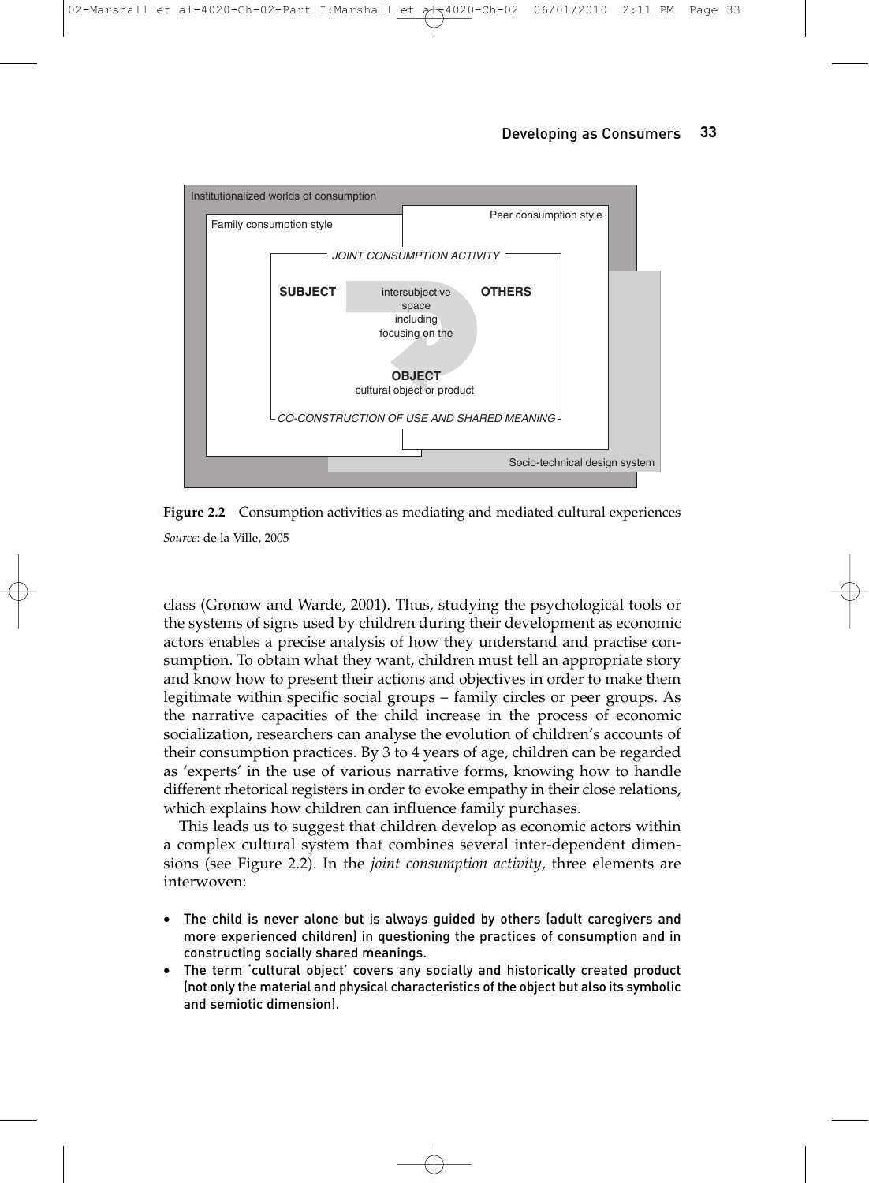Figure 2.2 Consumption activities as mediating and mediated cultural experiences

*Source*: de la Ville, 2005

class (Gronow and Warde, 2001). Thus, studying the psychological tools or the systems of signs used by children during their development as economic actors enables a precise analysis of how they understand and practise consumption. To obtain what they want, children must tell an appropriate story and know how to present their actions and objectives in order to make them legitimate within specific social groups – family circles or peer groups. As the narrative capacities of the child increase in the process of economic socialization, researchers can analyse the evolution of children's accounts of their consumption practices. By 3 to 4 years of age, children can be regarded as 'experts' in the use of various narrative forms, knowing how to handle different rhetorical registers in order to evoke empathy in their close relations, which explains how children can influence family purchases.

This leads us to suggest that children develop as economic actors within a complex cultural system that combines several inter-dependent dimensions (see Figure 2.2). In the *joint consumption activity*, three elements are interwoven:

- The child is never alone but is always guided by others (adult caregivers and more experienced children) in questioning the practices of consumption and in constructing socially shared meanings.
- The term 'cultural object' covers any socially and historically created product (not only the material and physical characteristics of the object but also its symbolic and semiotic dimension).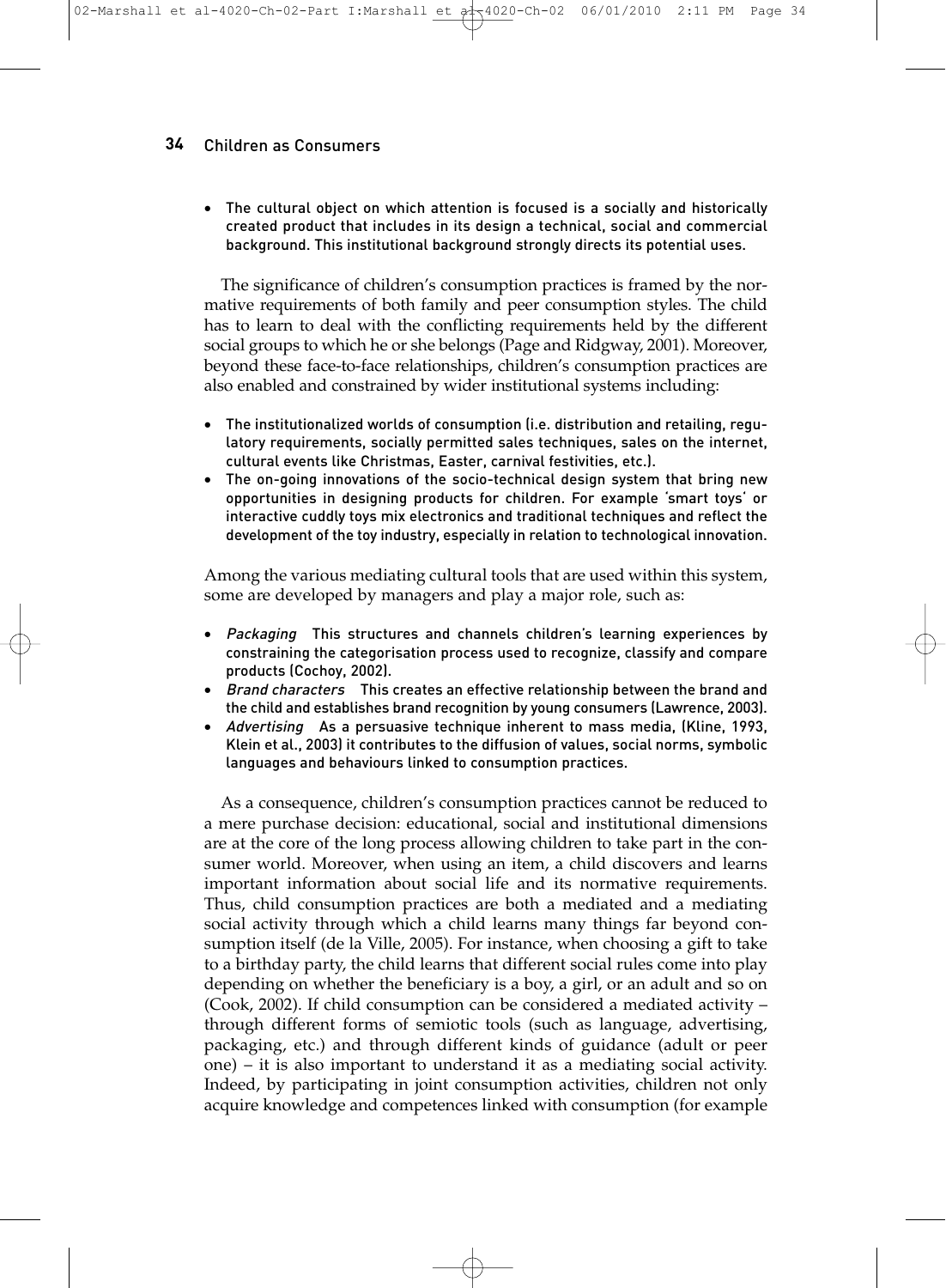- The cultural object on which attention is focused is a socially and historically created product that includes in its design a technical, social and commercial background. This institutional background strongly directs its potential uses.

The significance of children's consumption practices is framed by the normative requirements of both family and peer consumption styles. The child has to learn to deal with the conflicting requirements held by the different social groups to which he or she belongs (Page and Ridgway, 2001). Moreover, beyond these face-to-face relationships, children's consumption practices are also enabled and constrained by wider institutional systems including:

- The institutionalized worlds of consumption (i.e. distribution and retailing, regulatory requirements, socially permitted sales techniques, sales on the internet, cultural events like Christmas, Easter, carnival festivities, etc.).
- The on-going innovations of the socio-technical design system that bring new opportunities in designing products for children. For example 'smart toys' or interactive cuddly toys mix electronics and traditional techniques and reflect the development of the toy industry, especially in relation to technological innovation.

Among the various mediating cultural tools that are used within this system, some are developed by managers and play a major role, such as:

- *Packaging* This structures and channels children's learning experiences by constraining the categorisation process used to recognize, classify and compare products (Cochoy, 2002).
- *Brand characters* This creates an effective relationship between the brand and the child and establishes brand recognition by young consumers (Lawrence, 2003).
- *Advertising* As a persuasive technique inherent to mass media, (Kline, 1993, Klein et al., 2003) it contributes to the diffusion of values, social norms, symbolic languages and behaviours linked to consumption practices.

As a consequence, children's consumption practices cannot be reduced to a mere purchase decision: educational, social and institutional dimensions are at the core of the long process allowing children to take part in the consumer world. Moreover, when using an item, a child discovers and learns important information about social life and its normative requirements. Thus, child consumption practices are both a mediated and a mediating social activity through which a child learns many things far beyond consumption itself (de la Ville, 2005). For instance, when choosing a gift to take to a birthday party, the child learns that different social rules come into play depending on whether the beneficiary is a boy, a girl, or an adult and so on (Cook, 2002). If child consumption can be considered a mediated activity – through different forms of semiotic tools (such as language, advertising, packaging, etc.) and through different kinds of guidance (adult or peer one) – it is also important to understand it as a mediating social activity. Indeed, by participating in joint consumption activities, children not only acquire knowledge and competences linked with consumption (for example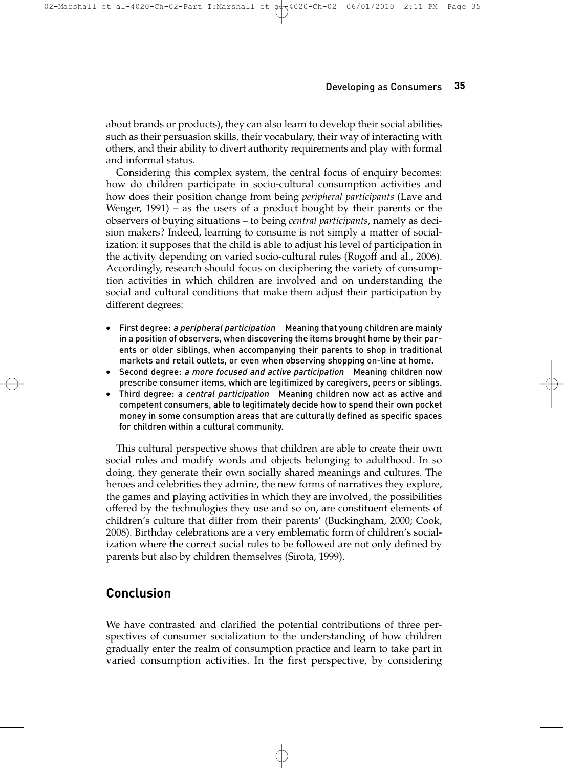about brands or products), they can also learn to develop their social abilities such as their persuasion skills, their vocabulary, their way of interacting with others, and their ability to divert authority requirements and play with formal and informal status.

Considering this complex system, the central focus of enquiry becomes: how do children participate in socio-cultural consumption activities and how does their position change from being *peripheral participants* (Lave and Wenger, 1991) – as the users of a product bought by their parents or the observers of buying situations – to being *central participants*, namely as decision makers? Indeed, learning to consume is not simply a matter of socialization: it supposes that the child is able to adjust his level of participation in the activity depending on varied socio-cultural rules (Rogoff and al., 2006). Accordingly, research should focus on deciphering the variety of consumption activities in which children are involved and on understanding the social and cultural conditions that make them adjust their participation by different degrees:

- First degree: *a peripheral participation* Meaning that young children are mainly in a position of observers, when discovering the items brought home by their parents or older siblings, when accompanying their parents to shop in traditional markets and retail outlets, or even when observing shopping on-line at home.
- Second degree: *a more focused and active participation* Meaning children now prescribe consumer items, which are legitimized by caregivers, peers or siblings.
- Third degree: *a central participation* Meaning children now act as active and competent consumers, able to legitimately decide how to spend their own pocket money in some consumption areas that are culturally defined as specific spaces for children within a cultural community.

This cultural perspective shows that children are able to create their own social rules and modify words and objects belonging to adulthood. In so doing, they generate their own socially shared meanings and cultures. The heroes and celebrities they admire, the new forms of narratives they explore, the games and playing activities in which they are involved, the possibilities offered by the technologies they use and so on, are constituent elements of children's culture that differ from their parents' (Buckingham, 2000; Cook, 2008). Birthday celebrations are a very emblematic form of children's socialization where the correct social rules to be followed are not only defined by parents but also by children themselves (Sirota, 1999).

## Conclusion

We have contrasted and clarified the potential contributions of three perspectives of consumer socialization to the understanding of how children gradually enter the realm of consumption practice and learn to take part in varied consumption activities. In the first perspective, by considering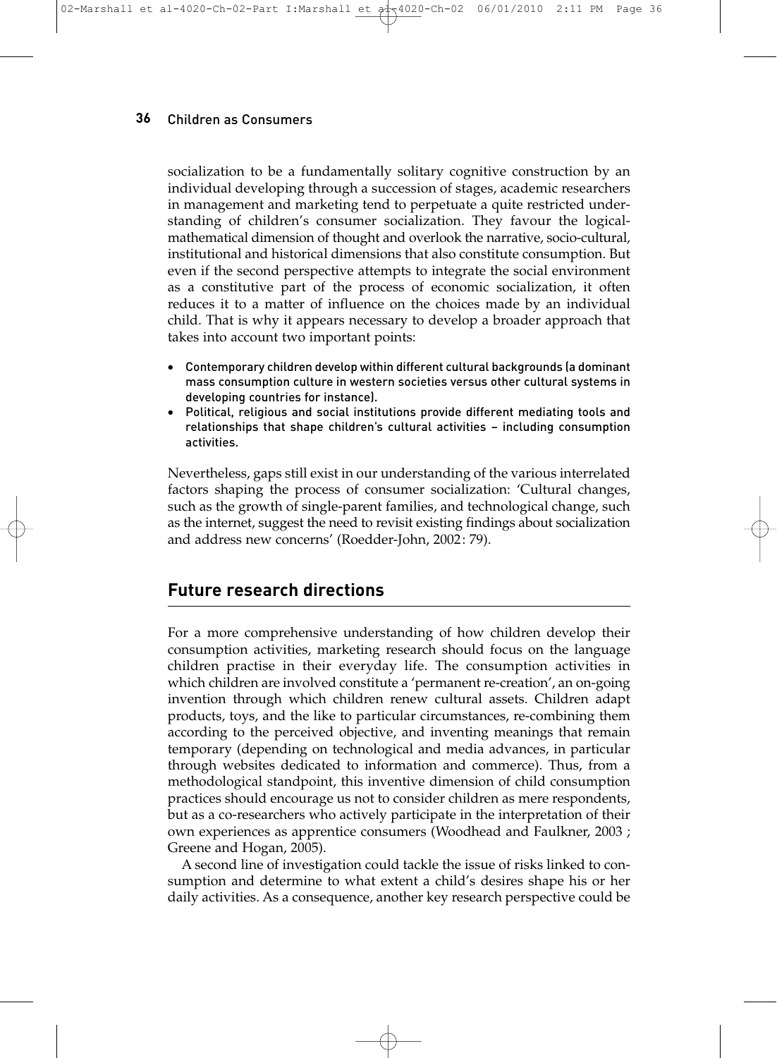socialization to be a fundamentally solitary cognitive construction by an individual developing through a succession of stages, academic researchers in management and marketing tend to perpetuate a quite restricted understanding of children's consumer socialization. They favour the logical-mathematical dimension of thought and overlook the narrative, socio-cultural, institutional and historical dimensions that also constitute consumption. But even if the second perspective attempts to integrate the social environment as a constitutive part of the process of economic socialization, it often reduces it to a matter of influence on the choices made by an individual child. That is why it appears necessary to develop a broader approach that takes into account two important points:

- Contemporary children develop within different cultural backgrounds (a dominant mass consumption culture in western societies versus other cultural systems in developing countries for instance).
- Political, religious and social institutions provide different mediating tools and relationships that shape children's cultural activities – including consumption activities.

Nevertheless, gaps still exist in our understanding of the various interrelated factors shaping the process of consumer socialization: 'Cultural changes, such as the growth of single-parent families, and technological change, such as the internet, suggest the need to revisit existing findings about socialization and address new concerns' (Roedder-John, 2002: 79).

## Future research directions

For a more comprehensive understanding of how children develop their consumption activities, marketing research should focus on the language children practise in their everyday life. The consumption activities in which children are involved constitute a 'permanent re-creation', an on-going invention through which children renew cultural assets. Children adapt products, toys, and the like to particular circumstances, re-combining them according to the perceived objective, and inventing meanings that remain temporary (depending on technological and media advances, in particular through websites dedicated to information and commerce). Thus, from a methodological standpoint, this inventive dimension of child consumption practices should encourage us not to consider children as mere respondents, but as a co-researchers who actively participate in the interpretation of their own experiences as apprentice consumers (Woodhead and Faulkner, 2003 ; Greene and Hogan, 2005).

A second line of investigation could tackle the issue of risks linked to consumption and determine to what extent a child's desires shape his or her daily activities. As a consequence, another key research perspective could be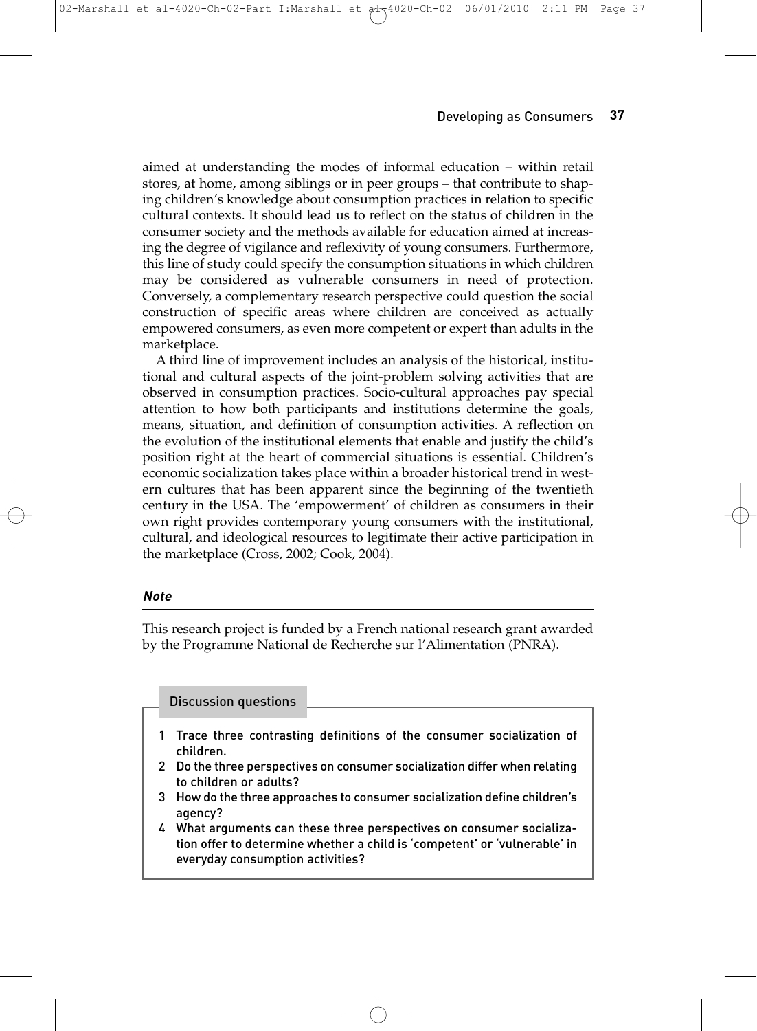aimed at understanding the modes of informal education – within retail stores, at home, among siblings or in peer groups – that contribute to shaping children's knowledge about consumption practices in relation to specific cultural contexts. It should lead us to reflect on the status of children in the consumer society and the methods available for education aimed at increasing the degree of vigilance and reflexivity of young consumers. Furthermore, this line of study could specify the consumption situations in which children may be considered as vulnerable consumers in need of protection. Conversely, a complementary research perspective could question the social construction of specific areas where children are conceived as actually empowered consumers, as even more competent or expert than adults in the marketplace.

A third line of improvement includes an analysis of the historical, institutional and cultural aspects of the joint-problem solving activities that are observed in consumption practices. Socio-cultural approaches pay special attention to how both participants and institutions determine the goals, means, situation, and definition of consumption activities. A reflection on the evolution of the institutional elements that enable and justify the child's position right at the heart of commercial situations is essential. Children's economic socialization takes place within a broader historical trend in western cultures that has been apparent since the beginning of the twentieth century in the USA. The 'empowerment' of children as consumers in their own right provides contemporary young consumers with the institutional, cultural, and ideological resources to legitimate their active participation in the marketplace (Cross, 2002; Cook, 2004).

### *Note*

This research project is funded by a French national research grant awarded by the Programme National de Recherche sur l'Alimentation (PNRA).

#### Discussion questions

1. Trace three contrasting definitions of the consumer socialization of children.
2. Do the three perspectives on consumer socialization differ when relating to children or adults?
3. How do the three approaches to consumer socialization define children's agency?
4. What arguments can these three perspectives on consumer socialization offer to determine whether a child is 'competent' or 'vulnerable' in everyday consumption activities?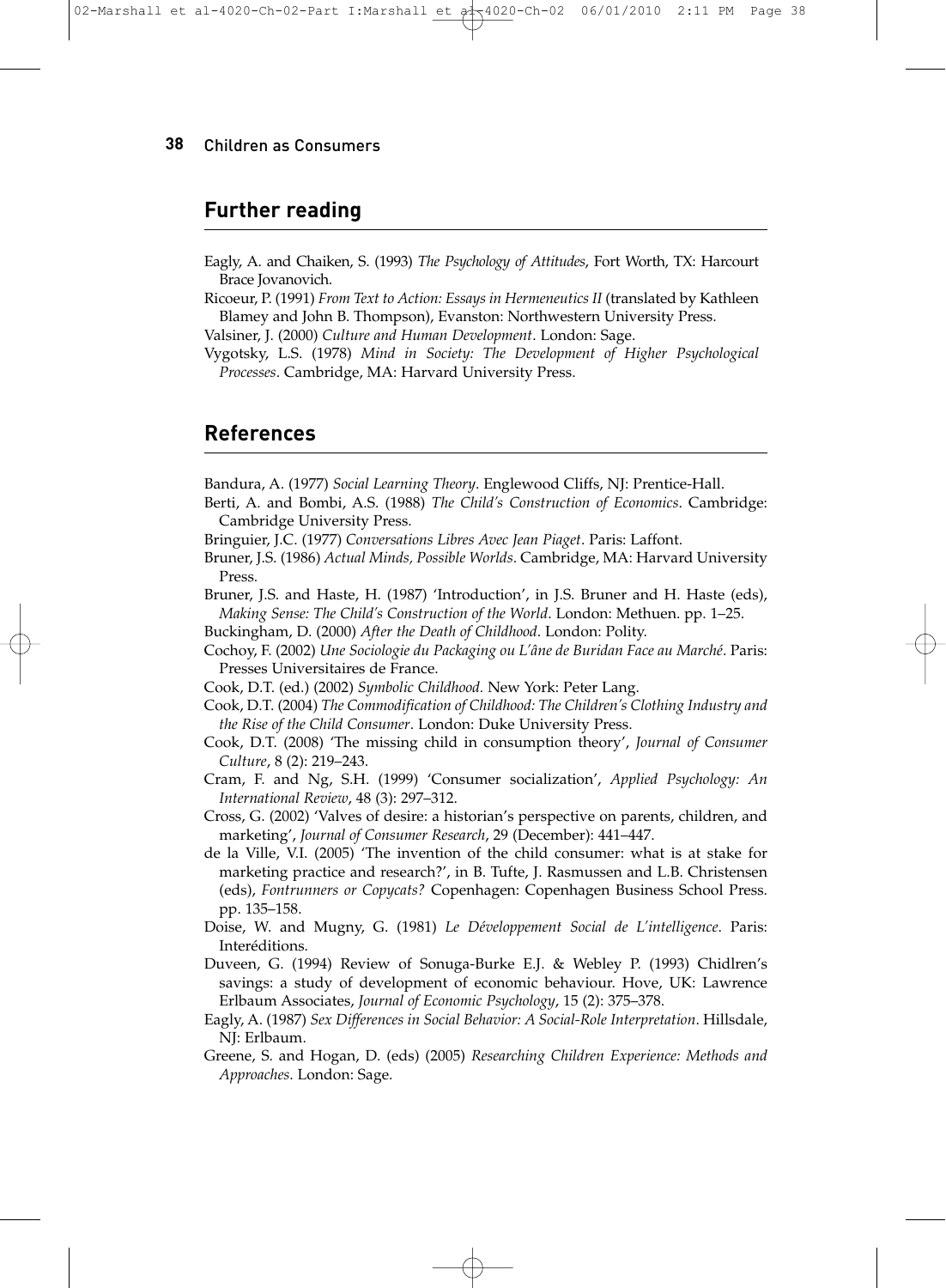## Further reading

Eagly, A. and Chaiken, S. (1993) *The Psychology of Attitudes*, Fort Worth, TX: Harcourt Brace Jovanovich.

Ricoeur, P. (1991) *From Text to Action: Essays in Hermeneutics II* (translated by Kathleen Blamey and John B. Thompson), Evanston: Northwestern University Press.

Valsiner, J. (2000) *Culture and Human Development*. London: Sage.

Vygotsky, L.S. (1978) *Mind in Society: The Development of Higher Psychological Processes*. Cambridge, MA: Harvard University Press.

## References

Bandura, A. (1977) *Social Learning Theory*. Englewood Cliffs, NJ: Prentice-Hall.

Berti, A. and Bombi, A.S. (1988) *The Child's Construction of Economics*. Cambridge: Cambridge University Press.

Bringuier, J.C. (1977) *Conversations Libres Avec Jean Piaget*. Paris: Laffont.

Bruner, J.S. (1986) *Actual Minds, Possible Worlds*. Cambridge, MA: Harvard University Press.

Bruner, J.S. and Haste, H. (1987) 'Introduction', in J.S. Bruner and H. Haste (eds), *Making Sense: The Child's Construction of the World*. London: Methuen. pp. 1–25.

Buckingham, D. (2000) *After the Death of Childhood*. London: Polity.

Cochoy, F. (2002) *Une Sociologie du Packaging ou L'âne de Buridan Face au Marché*. Paris: Presses Universitaires de France.

Cook, D.T. (ed.) (2002) *Symbolic Childhood*. New York: Peter Lang.

Cook, D.T. (2004) *The Commodification of Childhood: The Children's Clothing Industry and the Rise of the Child Consumer*. London: Duke University Press.

Cook, D.T. (2008) 'The missing child in consumption theory', *Journal of Consumer Culture*, 8 (2): 219–243.

Cram, F. and Ng, S.H. (1999) 'Consumer socialization', *Applied Psychology: An International Review*, 48 (3): 297–312.

Cross, G. (2002) 'Valves of desire: a historian's perspective on parents, children, and marketing', *Journal of Consumer Research*, 29 (December): 441–447.

de la Ville, V.I. (2005) 'The invention of the child consumer: what is at stake for marketing practice and research?', in B. Tufte, J. Rasmussen and L.B. Christensen (eds), *Fontrunners or Copycats?* Copenhagen: Copenhagen Business School Press. pp. 135–158.

Doise, W. and Mugny, G. (1981) *Le Développement Social de L'intelligence*. Paris: Interéditions.

Duveen, G. (1994) Review of Sonuga-Burke E.J. & Webley P. (1993) Chidlren's savings: a study of development of economic behaviour. Hove, UK: Lawrence Erlbaum Associates, *Journal of Economic Psychology*, 15 (2): 375–378.

Eagly, A. (1987) *Sex Differences in Social Behavior: A Social-Role Interpretation*. Hillsdale, NJ: Erlbaum.

Greene, S. and Hogan, D. (eds) (2005) *Researching Children Experience: Methods and Approaches*. London: Sage.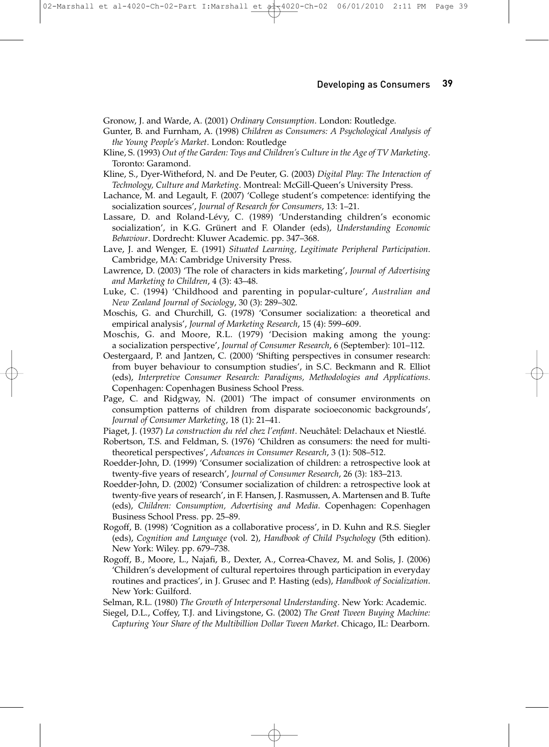Gronow, J. and Warde, A. (2001) *Ordinary Consumption*. London: Routledge.

Gunter, B. and Furnham, A. (1998) *Children as Consumers: A Psychological Analysis of the Young People's Market*. London: Routledge

Kline, S. (1993) *Out of the Garden: Toys and Children's Culture in the Age of TV Marketing*. Toronto: Garamond.

Kline, S., Dyer-Witheford, N. and De Peuter, G. (2003) *Digital Play: The Interaction of Technology, Culture and Marketing*. Montreal: McGill-Queen's University Press.

Lachance, M. and Legault, F. (2007) 'College student's competence: identifying the socialization sources', *Journal of Research for Consumers*, 13: 1–21.

Lassare, D. and Roland-Lévy, C. (1989) 'Understanding children's economic socialization', in K.G. Grünert and F. Olander (eds), *Understanding Economic Behaviour*. Dordrecht: Kluwer Academic. pp. 347–368.

Lave, J. and Wenger, E. (1991) *Situated Learning, Legitimate Peripheral Participation*. Cambridge, MA: Cambridge University Press.

Lawrence, D. (2003) 'The role of characters in kids marketing', *Journal of Advertising and Marketing to Children*, 4 (3): 43–48.

Luke, C. (1994) 'Childhood and parenting in popular-culture', *Australian and New Zealand Journal of Sociology*, 30 (3): 289–302.

Moschis, G. and Churchill, G. (1978) 'Consumer socialization: a theoretical and empirical analysis', *Journal of Marketing Research*, 15 (4): 599–609.

Moschis, G. and Moore, R.L. (1979) 'Decision making among the young: a socialization perspective', *Journal of Consumer Research*, 6 (September): 101–112.

Oestergaard, P. and Jantzen, C. (2000) 'Shifting perspectives in consumer research: from buyer behaviour to consumption studies', in S.C. Beckmann and R. Elliot (eds), *Interpretive Consumer Research: Paradigms, Methodologies and Applications*. Copenhagen: Copenhagen Business School Press.

Page, C. and Ridgway, N. (2001) 'The impact of consumer environments on consumption patterns of children from disparate socioeconomic backgrounds', *Journal of Consumer Marketing*, 18 (1): 21–41.

Piaget, J. (1937) *La construction du réel chez l'enfant*. Neuchâtel: Delachaux et Niestlé.

Robertson, T.S. and Feldman, S. (1976) 'Children as consumers: the need for multi-theoretical perspectives', *Advances in Consumer Research*, 3 (1): 508–512.

Roedder-John, D. (1999) 'Consumer socialization of children: a retrospective look at twenty-five years of research', *Journal of Consumer Research*, 26 (3): 183–213.

Roedder-John, D. (2002) 'Consumer socialization of children: a retrospective look at twenty-five years of research', in F. Hansen, J. Rasmussen, A. Martensen and B. Tufte (eds), *Children: Consumption, Advertising and Media*. Copenhagen: Copenhagen Business School Press. pp. 25–89.

Rogoff, B. (1998) 'Cognition as a collaborative process', in D. Kuhn and R.S. Siegler (eds), *Cognition and Language* (vol. 2), *Handbook of Child Psychology* (5th edition). New York: Wiley. pp. 679–738.

Rogoff, B., Moore, L., Najafi, B., Dexter, A., Correa-Chavez, M. and Solis, J. (2006) 'Children's development of cultural repertoires through participation in everyday routines and practices', in J. Grusec and P. Hasting (eds), *Handbook of Socialization*. New York: Guilford.

Selman, R.L. (1980) *The Growth of Interpersonal Understanding*. New York: Academic.

Siegel, D.L., Coffey, T.J. and Livingstone, G. (2002) *The Great Tween Buying Machine: Capturing Your Share of the Multibillion Dollar Tween Market*. Chicago, IL: Dearborn.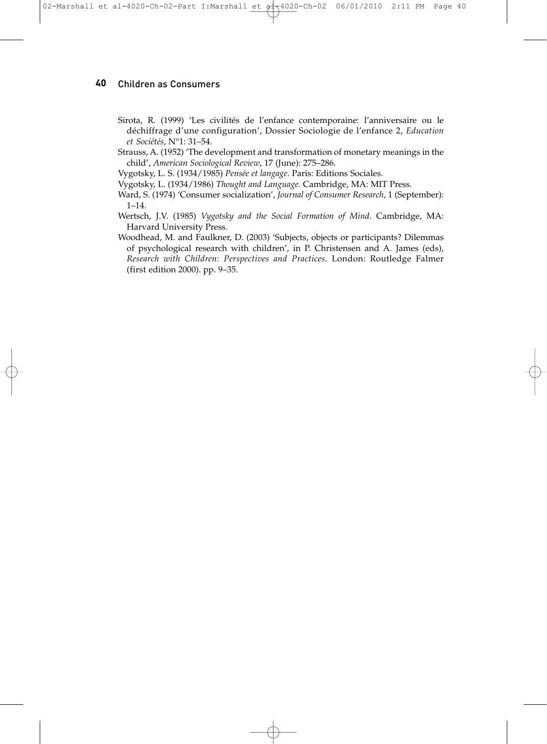Sirota, R. (1999) 'Les civilités de l'enfance contemporaine: l'anniversaire ou le déchiffrage d'une configuration', Dossier Sociologie de l'enfance 2, *Education et Sociétés*, N°1: 31–54.

Strauss, A. (1952) 'The development and transformation of monetary meanings in the child', *American Sociological Review*, 17 (June): 275–286.

Vygotsky, L. S. (1934/1985) *Pensée et langage*. Paris: Editions Sociales.

Vygotsky, L. (1934/1986) *Thought and Language*. Cambridge, MA: MIT Press.

Ward, S. (1974) 'Consumer socialization', *Journal of Consumer Research*, 1 (September): 1–14.

Wertsch, J.V. (1985) *Vygotsky and the Social Formation of Mind*. Cambridge, MA: Harvard University Press.

Woodhead, M. and Faulkner, D. (2003) 'Subjects, objects or participants? Dilemmas of psychological research with children', in P. Christensen and A. James (eds), *Research with Children: Perspectives and Practices*. London: Routledge Falmer (first edition 2000). pp. 9–35.